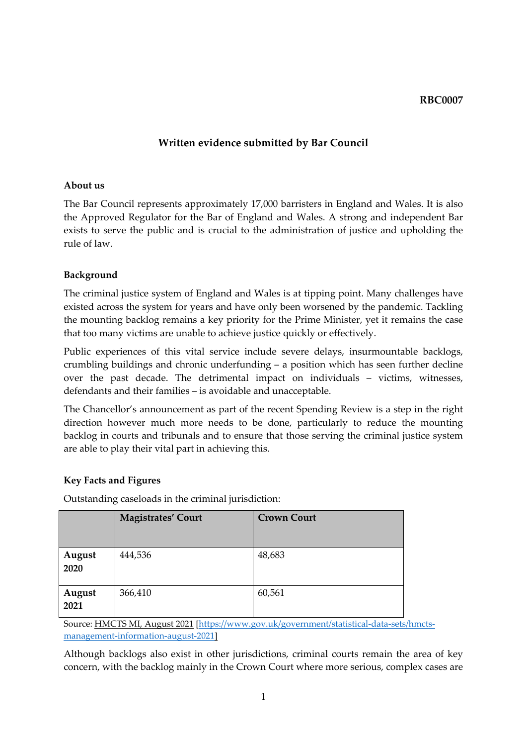**RBC0007**

# Written evidence submitted by Bar Council

## About us

The Bar Council represents approximately 17,000 barristers in England and Wales. It is also the Approved Regulator for the Bar of England and Wales. A strong and independent Bar exists to serve the public and is crucial to the administration of justice and upholding the rule of law.

## Background

The criminal justice system of England and Wales is at tipping point. Many challenges have existed across the system for years and have only been worsened by the pandemic. Tackling the mounting backlog remains a key priority for the Prime Minister, yet it remains the case that too many victims are unable to achieve justice quickly or effectively.

Public experiences of this vital service include severe delays, insurmountable backlogs, crumbling buildings and chronic underfunding – a position which has seen further decline over the past decade. The detrimental impact on individuals – victims, witnesses, defendants and their families – is avoidable and unacceptable.

The Chancellor's announcement as part of the recent Spending Review is a step in the right direction however much more needs to be done, particularly to reduce the mounting backlog in courts and tribunals and to ensure that those serving the criminal justice system are able to play their vital part in achieving this.

## Key Facts and Figures

Outstanding caseloads in the criminal jurisdiction:

| | Magistrates' Court | Crown Court |
|---|---|---|
| **August 2020** | 444,536 | 48,683 |
| **August 2021** | 366,410 | 60,561 |

Source: HMCTS MI, August 2021 [https://www.gov.uk/government/statistical-data-sets/hmcts-management-information-august-2021]

Although backlogs also exist in other jurisdictions, criminal courts remain the area of key concern, with the backlog mainly in the Crown Court where more serious, complex cases are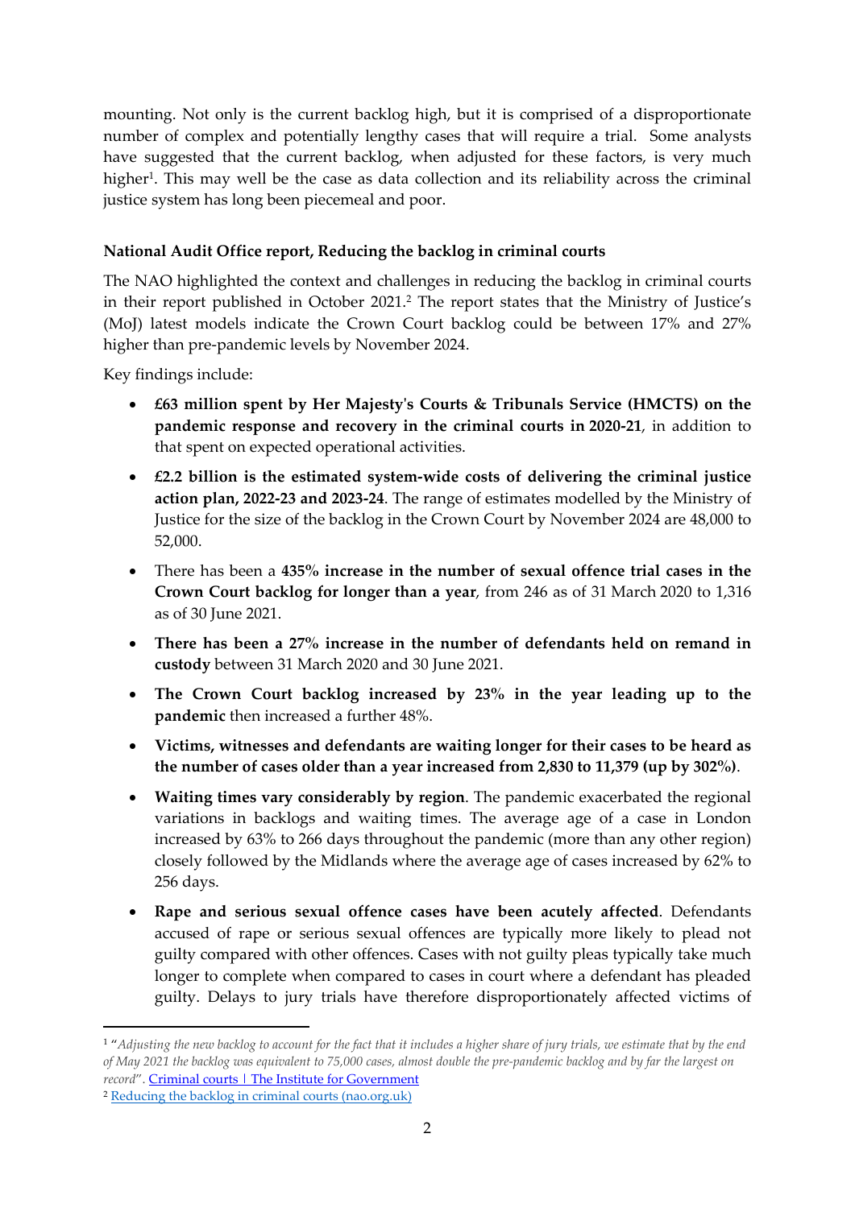mounting. Not only is the current backlog high, but it is comprised of a disproportionate number of complex and potentially lengthy cases that will require a trial. Some analysts have suggested that the current backlog, when adjusted for these factors, is very much higher[1]. This may well be the case as data collection and its reliability across the criminal justice system has long been piecemeal and poor.

**National Audit Office report, Reducing the backlog in criminal courts**

The NAO highlighted the context and challenges in reducing the backlog in criminal courts in their report published in October 2021.[2] The report states that the Ministry of Justice's (MoJ) latest models indicate the Crown Court backlog could be between 17% and 27% higher than pre-pandemic levels by November 2024.

Key findings include:

- **£63 million spent by Her Majesty's Courts & Tribunals Service (HMCTS) on the pandemic response and recovery in the criminal courts in 2020-21**, in addition to that spent on expected operational activities.
- **£2.2 billion is the estimated system-wide costs of delivering the criminal justice action plan, 2022-23 and 2023-24**. The range of estimates modelled by the Ministry of Justice for the size of the backlog in the Crown Court by November 2024 are 48,000 to 52,000.
- There has been a **435% increase in the number of sexual offence trial cases in the Crown Court backlog for longer than a year**, from 246 as of 31 March 2020 to 1,316 as of 30 June 2021.
- **There has been a 27% increase in the number of defendants held on remand in custody** between 31 March 2020 and 30 June 2021.
- **The Crown Court backlog increased by 23% in the year leading up to the pandemic** then increased a further 48%.
- **Victims, witnesses and defendants are waiting longer for their cases to be heard as the number of cases older than a year increased from 2,830 to 11,379 (up by 302%)**.
- **Waiting times vary considerably by region**. The pandemic exacerbated the regional variations in backlogs and waiting times. The average age of a case in London increased by 63% to 266 days throughout the pandemic (more than any other region) closely followed by the Midlands where the average age of cases increased by 62% to 256 days.
- **Rape and serious sexual offence cases have been acutely affected**. Defendants accused of rape or serious sexual offences are typically more likely to plead not guilty compared with other offences. Cases with not guilty pleas typically take much longer to complete when compared to cases in court where a defendant has pleaded guilty. Delays to jury trials have therefore disproportionately affected victims of

---

[1] "*Adjusting the new backlog to account for the fact that it includes a higher share of jury trials, we estimate that by the end of May 2021 the backlog was equivalent to 75,000 cases, almost double the pre-pandemic backlog and by far the largest on record*". [Criminal courts | The Institute for Government]

[2] [Reducing the backlog in criminal courts (nao.org.uk)]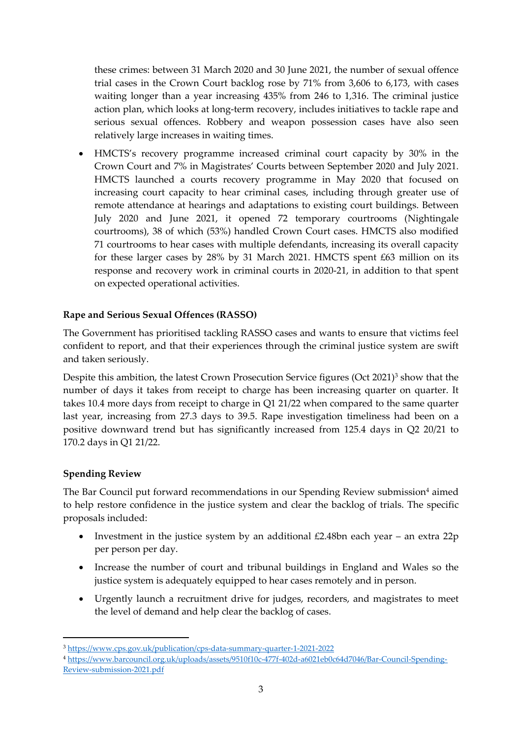these crimes: between 31 March 2020 and 30 June 2021, the number of sexual offence trial cases in the Crown Court backlog rose by 71% from 3,606 to 6,173, with cases waiting longer than a year increasing 435% from 246 to 1,316. The criminal justice action plan, which looks at long-term recovery, includes initiatives to tackle rape and serious sexual offences. Robbery and weapon possession cases have also seen relatively large increases in waiting times.

- HMCTS's recovery programme increased criminal court capacity by 30% in the Crown Court and 7% in Magistrates' Courts between September 2020 and July 2021. HMCTS launched a courts recovery programme in May 2020 that focused on increasing court capacity to hear criminal cases, including through greater use of remote attendance at hearings and adaptations to existing court buildings. Between July 2020 and June 2021, it opened 72 temporary courtrooms (Nightingale courtrooms), 38 of which (53%) handled Crown Court cases. HMCTS also modified 71 courtrooms to hear cases with multiple defendants, increasing its overall capacity for these larger cases by 28% by 31 March 2021. HMCTS spent £63 million on its response and recovery work in criminal courts in 2020-21, in addition to that spent on expected operational activities.

**Rape and Serious Sexual Offences (RASSO)**

The Government has prioritised tackling RASSO cases and wants to ensure that victims feel confident to report, and that their experiences through the criminal justice system are swift and taken seriously.

Despite this ambition, the latest Crown Prosecution Service figures (Oct 2021)[3] show that the number of days it takes from receipt to charge has been increasing quarter on quarter. It takes 10.4 more days from receipt to charge in Q1 21/22 when compared to the same quarter last year, increasing from 27.3 days to 39.5. Rape investigation timeliness had been on a positive downward trend but has significantly increased from 125.4 days in Q2 20/21 to 170.2 days in Q1 21/22.

**Spending Review**

The Bar Council put forward recommendations in our Spending Review submission[4] aimed to help restore confidence in the justice system and clear the backlog of trials. The specific proposals included:

- Investment in the justice system by an additional £2.48bn each year – an extra 22p per person per day.
- Increase the number of court and tribunal buildings in England and Wales so the justice system is adequately equipped to hear cases remotely and in person.
- Urgently launch a recruitment drive for judges, recorders, and magistrates to meet the level of demand and help clear the backlog of cases.

[3] https://www.cps.gov.uk/publication/cps-data-summary-quarter-1-2021-2022

[4] https://www.barcouncil.org.uk/uploads/assets/9510f10c-477f-402d-a6021eb0c64d7046/Bar-Council-Spending-Review-submission-2021.pdf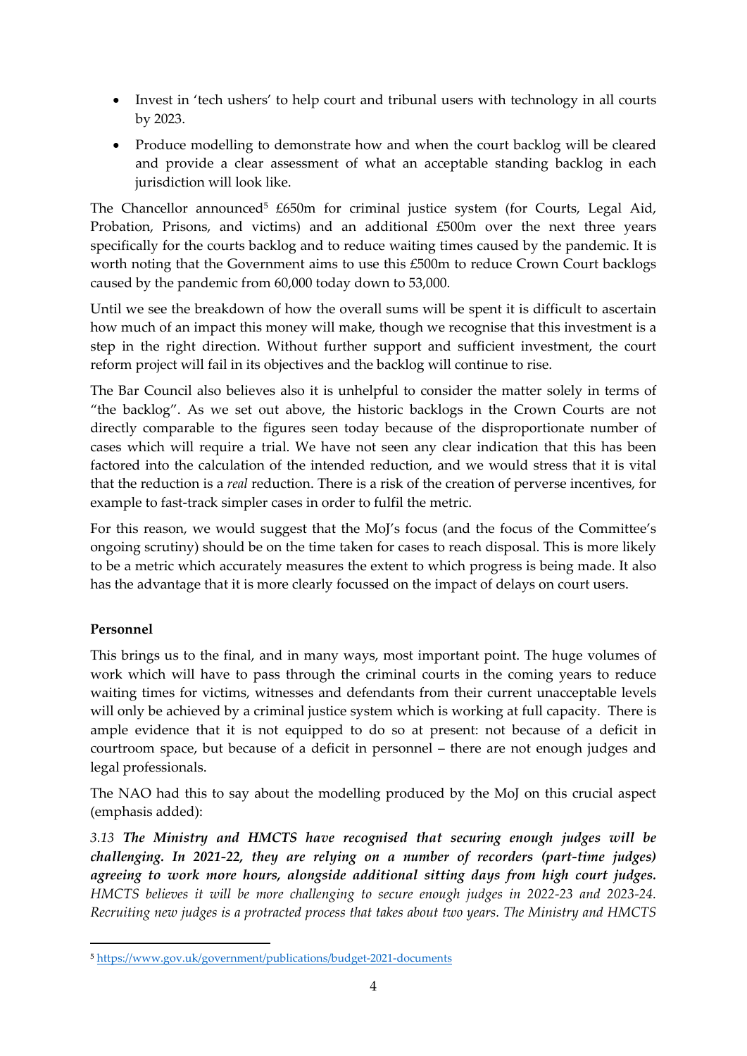- Invest in 'tech ushers' to help court and tribunal users with technology in all courts by 2023.
- Produce modelling to demonstrate how and when the court backlog will be cleared and provide a clear assessment of what an acceptable standing backlog in each jurisdiction will look like.

The Chancellor announced[5] £650m for criminal justice system (for Courts, Legal Aid, Probation, Prisons, and victims) and an additional £500m over the next three years specifically for the courts backlog and to reduce waiting times caused by the pandemic. It is worth noting that the Government aims to use this £500m to reduce Crown Court backlogs caused by the pandemic from 60,000 today down to 53,000.

Until we see the breakdown of how the overall sums will be spent it is difficult to ascertain how much of an impact this money will make, though we recognise that this investment is a step in the right direction. Without further support and sufficient investment, the court reform project will fail in its objectives and the backlog will continue to rise.

The Bar Council also believes also it is unhelpful to consider the matter solely in terms of "the backlog". As we set out above, the historic backlogs in the Crown Courts are not directly comparable to the figures seen today because of the disproportionate number of cases which will require a trial. We have not seen any clear indication that this has been factored into the calculation of the intended reduction, and we would stress that it is vital that the reduction is a *real* reduction. There is a risk of the creation of perverse incentives, for example to fast-track simpler cases in order to fulfil the metric.

For this reason, we would suggest that the MoJ's focus (and the focus of the Committee's ongoing scrutiny) should be on the time taken for cases to reach disposal. This is more likely to be a metric which accurately measures the extent to which progress is being made. It also has the advantage that it is more clearly focussed on the impact of delays on court users.

**Personnel**

This brings us to the final, and in many ways, most important point. The huge volumes of work which will have to pass through the criminal courts in the coming years to reduce waiting times for victims, witnesses and defendants from their current unacceptable levels will only be achieved by a criminal justice system which is working at full capacity. There is ample evidence that it is not equipped to do so at present: not because of a deficit in courtroom space, but because of a deficit in personnel – there are not enough judges and legal professionals.

The NAO had this to say about the modelling produced by the MoJ on this crucial aspect (emphasis added):

*3.13* ***The Ministry and HMCTS have recognised that securing enough judges will be challenging. In 2021-22, they are relying on a number of recorders (part-time judges) agreeing to work more hours, alongside additional sitting days from high court judges.*** *HMCTS believes it will be more challenging to secure enough judges in 2022-23 and 2023-24. Recruiting new judges is a protracted process that takes about two years. The Ministry and HMCTS*

[5] https://www.gov.uk/government/publications/budget-2021-documents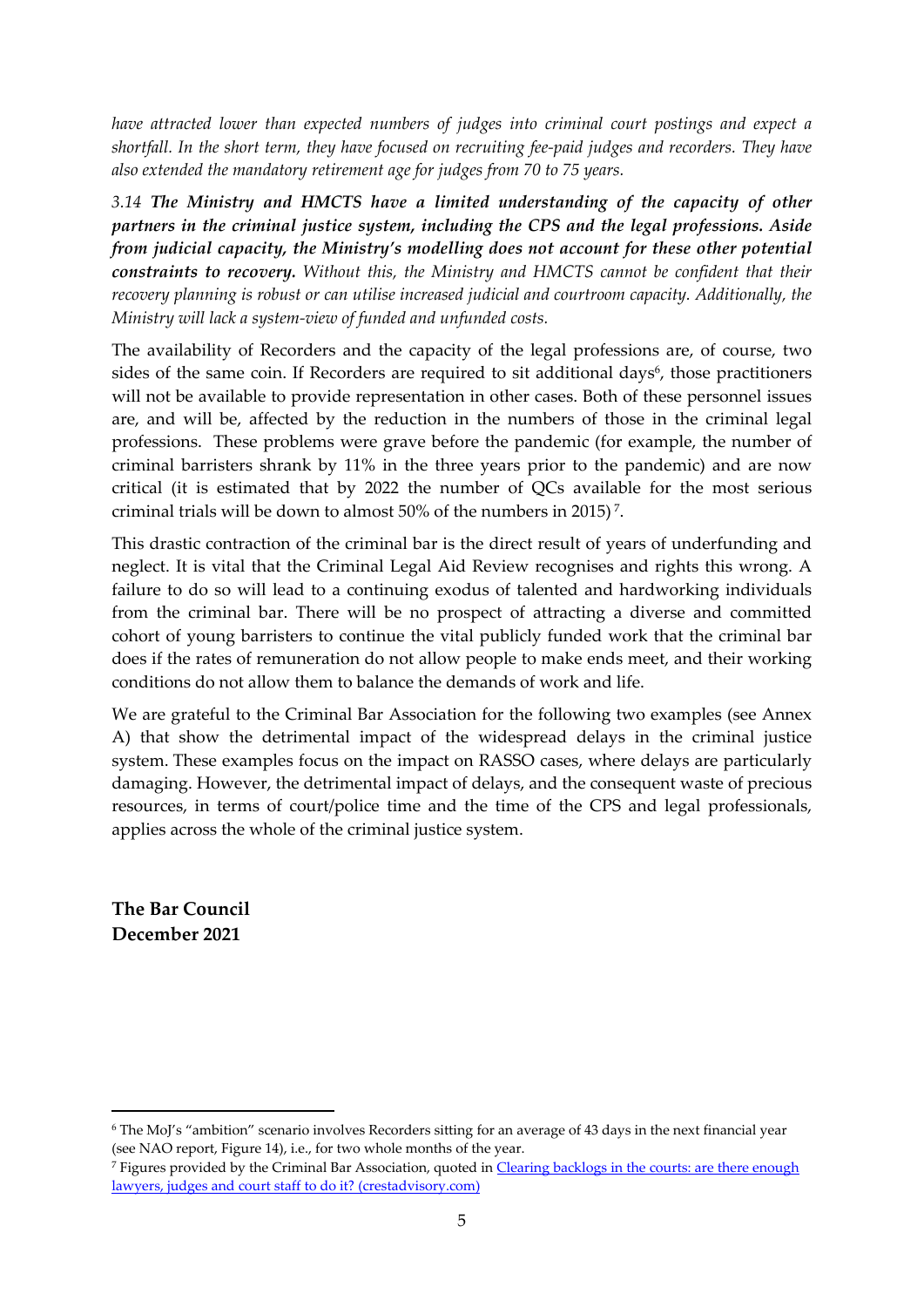*have attracted lower than expected numbers of judges into criminal court postings and expect a shortfall. In the short term, they have focused on recruiting fee-paid judges and recorders. They have also extended the mandatory retirement age for judges from 70 to 75 years.*

*3.14* ***The Ministry and HMCTS have a limited understanding of the capacity of other partners in the criminal justice system, including the CPS and the legal professions. Aside from judicial capacity, the Ministry's modelling does not account for these other potential constraints to recovery.*** *Without this, the Ministry and HMCTS cannot be confident that their recovery planning is robust or can utilise increased judicial and courtroom capacity. Additionally, the Ministry will lack a system-view of funded and unfunded costs.*

The availability of Recorders and the capacity of the legal professions are, of course, two sides of the same coin. If Recorders are required to sit additional days[6], those practitioners will not be available to provide representation in other cases. Both of these personnel issues are, and will be, affected by the reduction in the numbers of those in the criminal legal professions. These problems were grave before the pandemic (for example, the number of criminal barristers shrank by 11% in the three years prior to the pandemic) and are now critical (it is estimated that by 2022 the number of QCs available for the most serious criminal trials will be down to almost 50% of the numbers in 2015)[7].

This drastic contraction of the criminal bar is the direct result of years of underfunding and neglect. It is vital that the Criminal Legal Aid Review recognises and rights this wrong. A failure to do so will lead to a continuing exodus of talented and hardworking individuals from the criminal bar. There will be no prospect of attracting a diverse and committed cohort of young barristers to continue the vital publicly funded work that the criminal bar does if the rates of remuneration do not allow people to make ends meet, and their working conditions do not allow them to balance the demands of work and life.

We are grateful to the Criminal Bar Association for the following two examples (see Annex A) that show the detrimental impact of the widespread delays in the criminal justice system. These examples focus on the impact on RASSO cases, where delays are particularly damaging. However, the detrimental impact of delays, and the consequent waste of precious resources, in terms of court/police time and the time of the CPS and legal professionals, applies across the whole of the criminal justice system.

**The Bar Council**
**December 2021**

---

[6] The MoJ's "ambition" scenario involves Recorders sitting for an average of 43 days in the next financial year (see NAO report, Figure 14), i.e., for two whole months of the year.

[7] Figures provided by the Criminal Bar Association, quoted in [Clearing backlogs in the courts: are there enough lawyers, judges and court staff to do it? (crestadvisory.com)](crestadvisory.com)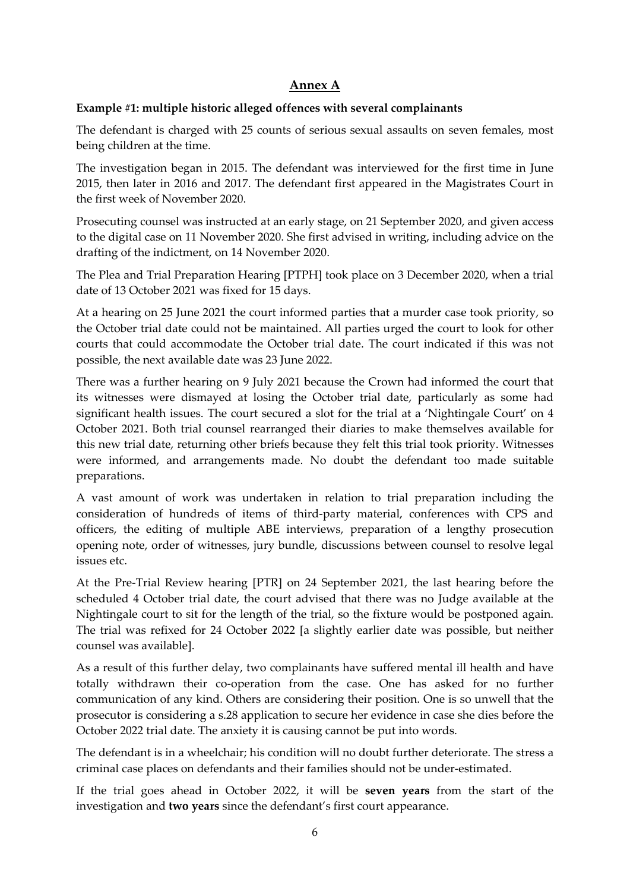## Annex A

**Example #1: multiple historic alleged offences with several complainants**

The defendant is charged with 25 counts of serious sexual assaults on seven females, most being children at the time.

The investigation began in 2015. The defendant was interviewed for the first time in June 2015, then later in 2016 and 2017. The defendant first appeared in the Magistrates Court in the first week of November 2020.

Prosecuting counsel was instructed at an early stage, on 21 September 2020, and given access to the digital case on 11 November 2020. She first advised in writing, including advice on the drafting of the indictment, on 14 November 2020.

The Plea and Trial Preparation Hearing [PTPH] took place on 3 December 2020, when a trial date of 13 October 2021 was fixed for 15 days.

At a hearing on 25 June 2021 the court informed parties that a murder case took priority, so the October trial date could not be maintained. All parties urged the court to look for other courts that could accommodate the October trial date. The court indicated if this was not possible, the next available date was 23 June 2022.

There was a further hearing on 9 July 2021 because the Crown had informed the court that its witnesses were dismayed at losing the October trial date, particularly as some had significant health issues. The court secured a slot for the trial at a 'Nightingale Court' on 4 October 2021. Both trial counsel rearranged their diaries to make themselves available for this new trial date, returning other briefs because they felt this trial took priority. Witnesses were informed, and arrangements made. No doubt the defendant too made suitable preparations.

A vast amount of work was undertaken in relation to trial preparation including the consideration of hundreds of items of third-party material, conferences with CPS and officers, the editing of multiple ABE interviews, preparation of a lengthy prosecution opening note, order of witnesses, jury bundle, discussions between counsel to resolve legal issues etc.

At the Pre-Trial Review hearing [PTR] on 24 September 2021, the last hearing before the scheduled 4 October trial date, the court advised that there was no Judge available at the Nightingale court to sit for the length of the trial, so the fixture would be postponed again. The trial was refixed for 24 October 2022 [a slightly earlier date was possible, but neither counsel was available].

As a result of this further delay, two complainants have suffered mental ill health and have totally withdrawn their co-operation from the case. One has asked for no further communication of any kind. Others are considering their position. One is so unwell that the prosecutor is considering a s.28 application to secure her evidence in case she dies before the October 2022 trial date. The anxiety it is causing cannot be put into words.

The defendant is in a wheelchair; his condition will no doubt further deteriorate. The stress a criminal case places on defendants and their families should not be under-estimated.

If the trial goes ahead in October 2022, it will be **seven years** from the start of the investigation and **two years** since the defendant's first court appearance.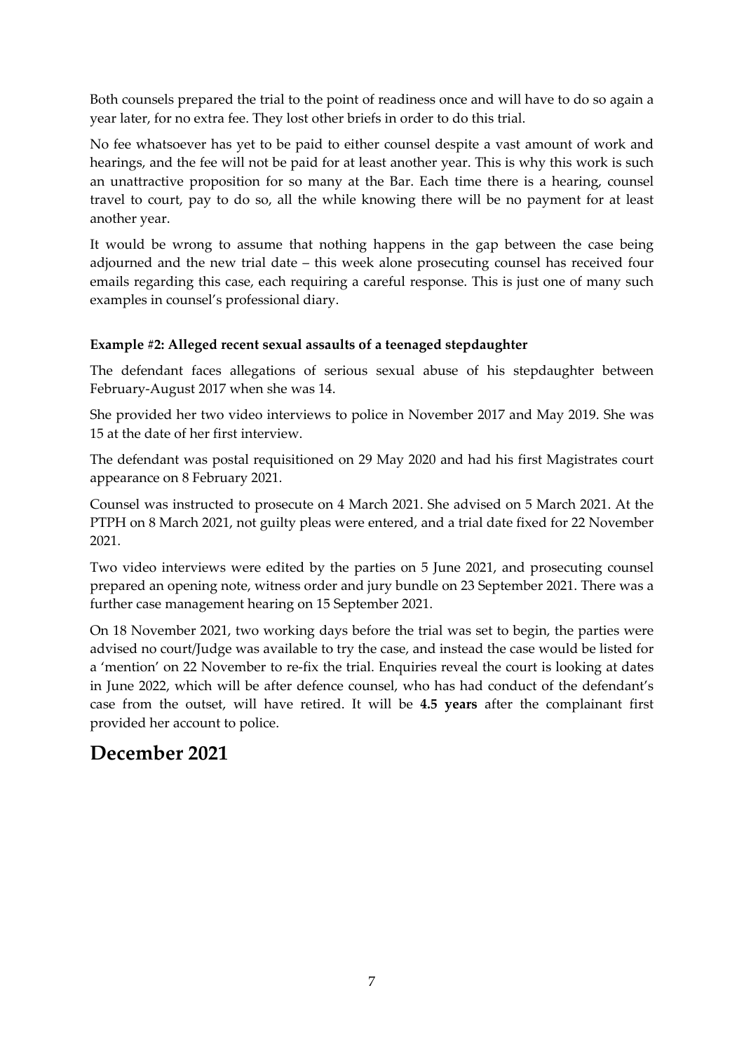Both counsels prepared the trial to the point of readiness once and will have to do so again a year later, for no extra fee. They lost other briefs in order to do this trial.

No fee whatsoever has yet to be paid to either counsel despite a vast amount of work and hearings, and the fee will not be paid for at least another year. This is why this work is such an unattractive proposition for so many at the Bar. Each time there is a hearing, counsel travel to court, pay to do so, all the while knowing there will be no payment for at least another year.

It would be wrong to assume that nothing happens in the gap between the case being adjourned and the new trial date – this week alone prosecuting counsel has received four emails regarding this case, each requiring a careful response. This is just one of many such examples in counsel's professional diary.

**Example #2: Alleged recent sexual assaults of a teenaged stepdaughter**

The defendant faces allegations of serious sexual abuse of his stepdaughter between February-August 2017 when she was 14.

She provided her two video interviews to police in November 2017 and May 2019. She was 15 at the date of her first interview.

The defendant was postal requisitioned on 29 May 2020 and had his first Magistrates court appearance on 8 February 2021.

Counsel was instructed to prosecute on 4 March 2021. She advised on 5 March 2021. At the PTPH on 8 March 2021, not guilty pleas were entered, and a trial date fixed for 22 November 2021.

Two video interviews were edited by the parties on 5 June 2021, and prosecuting counsel prepared an opening note, witness order and jury bundle on 23 September 2021. There was a further case management hearing on 15 September 2021.

On 18 November 2021, two working days before the trial was set to begin, the parties were advised no court/Judge was available to try the case, and instead the case would be listed for a 'mention' on 22 November to re-fix the trial. Enquiries reveal the court is looking at dates in June 2022, which will be after defence counsel, who has had conduct of the defendant's case from the outset, will have retired. It will be **4.5 years** after the complainant first provided her account to police.

## December 2021